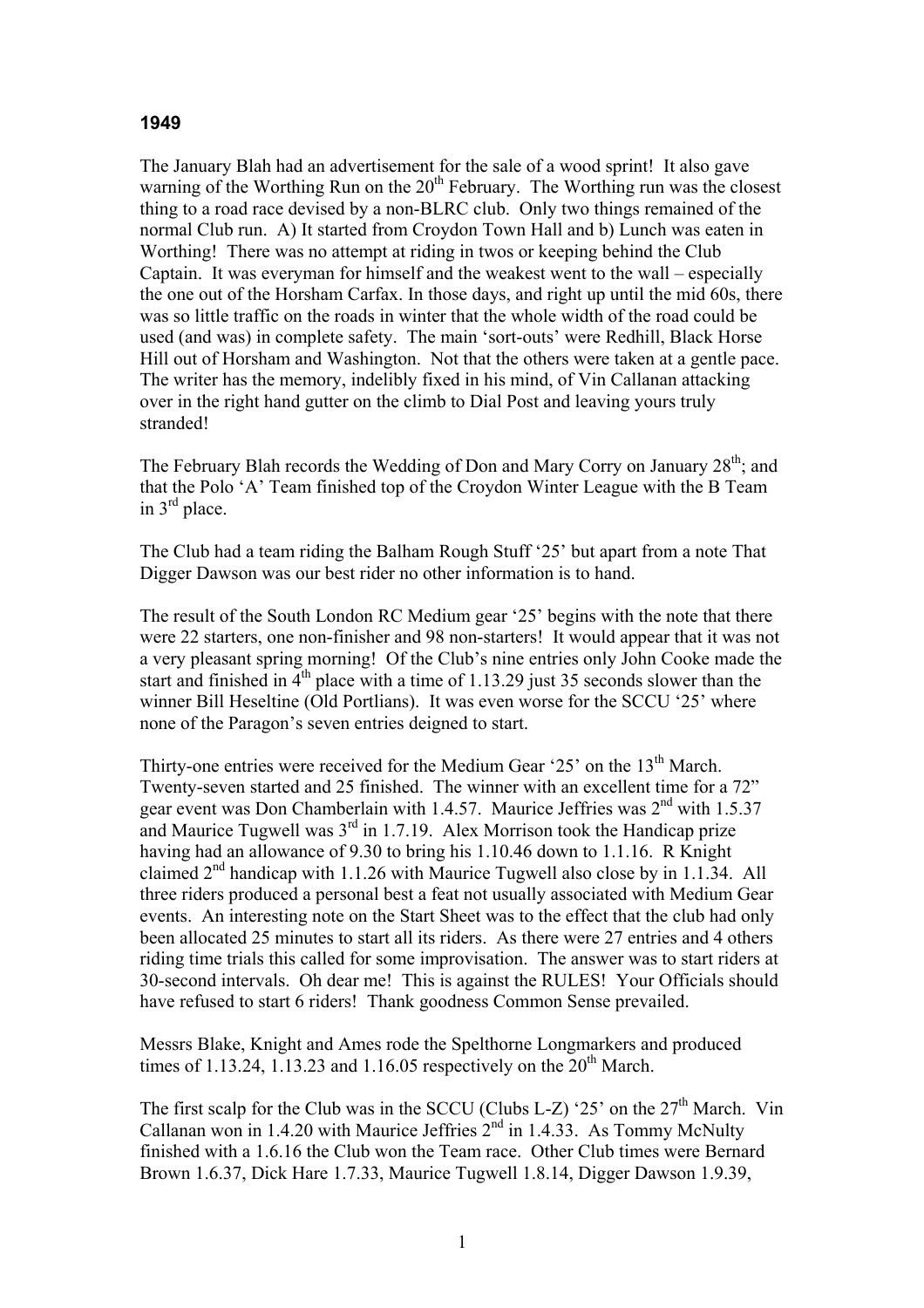## 1949

The January Blah had an advertisement for the sale of a wood sprint! It also gave warning of the Worthing Run on the 20th February. The Worthing run was the closest thing to a road race devised by a non-BLRC club. Only two things remained of the normal Club run. A) It started from Croydon Town Hall and b) Lunch was eaten in Worthing! There was no attempt at riding in twos or keeping behind the Club Captain. It was everyman for himself and the weakest went to the wall – especially the one out of the Horsham Carfax. In those days, and right up until the mid 60s, there was so little traffic on the roads in winter that the whole width of the road could be used (and was) in complete safety. The main 'sort-outs' were Redhill, Black Horse Hill out of Horsham and Washington. Not that the others were taken at a gentle pace. The writer has the memory, indelibly fixed in his mind, of Vin Callanan attacking over in the right hand gutter on the climb to Dial Post and leaving yours truly stranded!

The February Blah records the Wedding of Don and Mary Corry on January 28th; and that the Polo 'A' Team finished top of the Croydon Winter League with the B Team in 3rd place.

The Club had a team riding the Balham Rough Stuff '25' but apart from a note That Digger Dawson was our best rider no other information is to hand.

The result of the South London RC Medium gear '25' begins with the note that there were 22 starters, one non-finisher and 98 non-starters! It would appear that it was not a very pleasant spring morning! Of the Club's nine entries only John Cooke made the start and finished in 4th place with a time of 1.13.29 just 35 seconds slower than the winner Bill Heseltine (Old Portlians). It was even worse for the SCCU '25' where none of the Paragon's seven entries deigned to start.

Thirty-one entries were received for the Medium Gear '25' on the 13th March. Twenty-seven started and 25 finished. The winner with an excellent time for a 72" gear event was Don Chamberlain with 1.4.57. Maurice Jeffries was 2nd with 1.5.37 and Maurice Tugwell was 3rd in 1.7.19. Alex Morrison took the Handicap prize having had an allowance of 9.30 to bring his 1.10.46 down to 1.1.16. R Knight claimed 2nd handicap with 1.1.26 with Maurice Tugwell also close by in 1.1.34. All three riders produced a personal best a feat not usually associated with Medium Gear events. An interesting note on the Start Sheet was to the effect that the club had only been allocated 25 minutes to start all its riders. As there were 27 entries and 4 others riding time trials this called for some improvisation. The answer was to start riders at 30-second intervals. Oh dear me! This is against the RULES! Your Officials should have refused to start 6 riders! Thank goodness Common Sense prevailed.

Messrs Blake, Knight and Ames rode the Spelthorne Longmarkers and produced times of 1.13.24, 1.13.23 and 1.16.05 respectively on the 20th March.

The first scalp for the Club was in the SCCU (Clubs L-Z) '25' on the 27th March. Vin Callanan won in 1.4.20 with Maurice Jeffries 2nd in 1.4.33. As Tommy McNulty finished with a 1.6.16 the Club won the Team race. Other Club times were Bernard Brown 1.6.37, Dick Hare 1.7.33, Maurice Tugwell 1.8.14, Digger Dawson 1.9.39,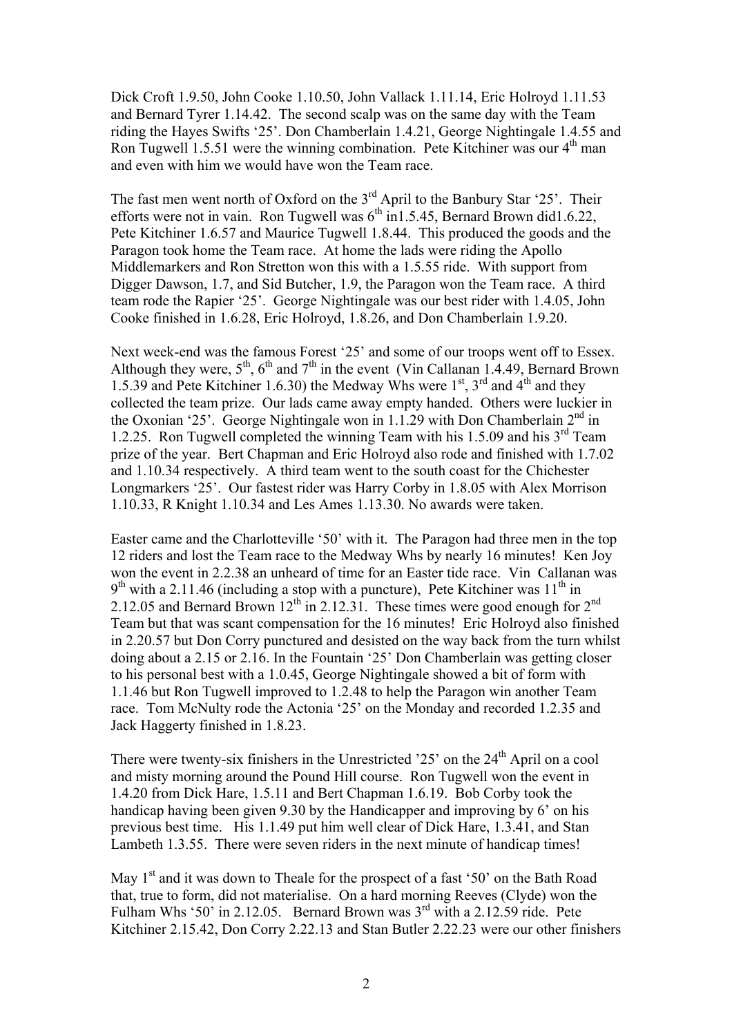Dick Croft 1.9.50, John Cooke 1.10.50, John Vallack 1.11.14, Eric Holroyd 1.11.53 and Bernard Tyrer 1.14.42. The second scalp was on the same day with the Team riding the Hayes Swifts '25'. Don Chamberlain 1.4.21, George Nightingale 1.4.55 and Ron Tugwell 1.5.51 were the winning combination. Pete Kitchiner was our 4th man and even with him we would have won the Team race.

The fast men went north of Oxford on the 3rd April to the Banbury Star '25'. Their efforts were not in vain. Ron Tugwell was 6th in1.5.45, Bernard Brown did1.6.22, Pete Kitchiner 1.6.57 and Maurice Tugwell 1.8.44. This produced the goods and the Paragon took home the Team race. At home the lads were riding the Apollo Middlemarkers and Ron Stretton won this with a 1.5.55 ride. With support from Digger Dawson, 1.7, and Sid Butcher, 1.9, the Paragon won the Team race. A third team rode the Rapier '25'. George Nightingale was our best rider with 1.4.05, John Cooke finished in 1.6.28, Eric Holroyd, 1.8.26, and Don Chamberlain 1.9.20.

Next week-end was the famous Forest '25' and some of our troops went off to Essex. Although they were, 5th, 6th and 7th in the event (Vin Callanan 1.4.49, Bernard Brown 1.5.39 and Pete Kitchiner 1.6.30) the Medway Whs were 1st, 3rd and 4th and they collected the team prize. Our lads came away empty handed. Others were luckier in the Oxonian '25'. George Nightingale won in 1.1.29 with Don Chamberlain 2nd in 1.2.25. Ron Tugwell completed the winning Team with his 1.5.09 and his 3rd Team prize of the year. Bert Chapman and Eric Holroyd also rode and finished with 1.7.02 and 1.10.34 respectively. A third team went to the south coast for the Chichester Longmarkers '25'. Our fastest rider was Harry Corby in 1.8.05 with Alex Morrison 1.10.33, R Knight 1.10.34 and Les Ames 1.13.30. No awards were taken.

Easter came and the Charlotteville '50' with it. The Paragon had three men in the top 12 riders and lost the Team race to the Medway Whs by nearly 16 minutes! Ken Joy won the event in 2.2.38 an unheard of time for an Easter tide race. Vin Callanan was 9th with a 2.11.46 (including a stop with a puncture), Pete Kitchiner was 11th in 2.12.05 and Bernard Brown 12th in 2.12.31. These times were good enough for 2nd Team but that was scant compensation for the 16 minutes! Eric Holroyd also finished in 2.20.57 but Don Corry punctured and desisted on the way back from the turn whilst doing about a 2.15 or 2.16. In the Fountain '25' Don Chamberlain was getting closer to his personal best with a 1.0.45, George Nightingale showed a bit of form with 1.1.46 but Ron Tugwell improved to 1.2.48 to help the Paragon win another Team race. Tom McNulty rode the Actonia '25' on the Monday and recorded 1.2.35 and Jack Haggerty finished in 1.8.23.

There were twenty-six finishers in the Unrestricted '25' on the 24th April on a cool and misty morning around the Pound Hill course. Ron Tugwell won the event in 1.4.20 from Dick Hare, 1.5.11 and Bert Chapman 1.6.19. Bob Corby took the handicap having been given 9.30 by the Handicapper and improving by 6' on his previous best time. His 1.1.49 put him well clear of Dick Hare, 1.3.41, and Stan Lambeth 1.3.55. There were seven riders in the next minute of handicap times!

May 1st and it was down to Theale for the prospect of a fast '50' on the Bath Road that, true to form, did not materialise. On a hard morning Reeves (Clyde) won the Fulham Whs '50' in 2.12.05. Bernard Brown was 3rd with a 2.12.59 ride. Pete Kitchiner 2.15.42, Don Corry 2.22.13 and Stan Butler 2.22.23 were our other finishers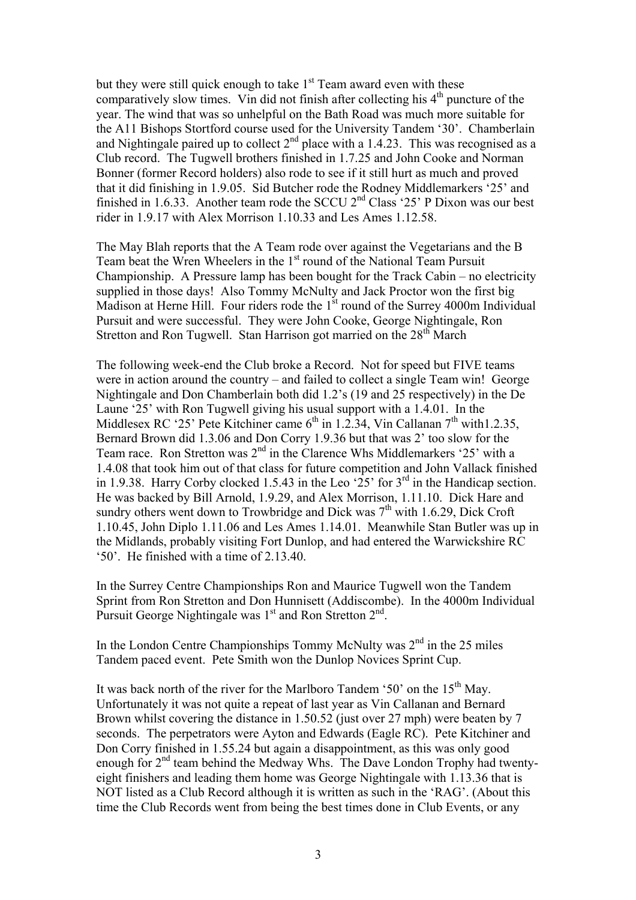but they were still quick enough to take 1st Team award even with these comparatively slow times. Vin did not finish after collecting his 4th puncture of the year. The wind that was so unhelpful on the Bath Road was much more suitable for the A11 Bishops Stortford course used for the University Tandem '30'. Chamberlain and Nightingale paired up to collect 2nd place with a 1.4.23. This was recognised as a Club record. The Tugwell brothers finished in 1.7.25 and John Cooke and Norman Bonner (former Record holders) also rode to see if it still hurt as much and proved that it did finishing in 1.9.05. Sid Butcher rode the Rodney Middlemarkers '25' and finished in 1.6.33. Another team rode the SCCU 2nd Class '25' P Dixon was our best rider in 1.9.17 with Alex Morrison 1.10.33 and Les Ames 1.12.58.

The May Blah reports that the A Team rode over against the Vegetarians and the B Team beat the Wren Wheelers in the 1st round of the National Team Pursuit Championship. A Pressure lamp has been bought for the Track Cabin – no electricity supplied in those days! Also Tommy McNulty and Jack Proctor won the first big Madison at Herne Hill. Four riders rode the 1st round of the Surrey 4000m Individual Pursuit and were successful. They were John Cooke, George Nightingale, Ron Stretton and Ron Tugwell. Stan Harrison got married on the 28th March

The following week-end the Club broke a Record. Not for speed but FIVE teams were in action around the country – and failed to collect a single Team win! George Nightingale and Don Chamberlain both did 1.2's (19 and 25 respectively) in the De Laune '25' with Ron Tugwell giving his usual support with a 1.4.01. In the Middlesex RC '25' Pete Kitchiner came 6th in 1.2.34, Vin Callanan 7th with1.2.35, Bernard Brown did 1.3.06 and Don Corry 1.9.36 but that was 2' too slow for the Team race. Ron Stretton was 2nd in the Clarence Whs Middlemarkers '25' with a 1.4.08 that took him out of that class for future competition and John Vallack finished in 1.9.38. Harry Corby clocked 1.5.43 in the Leo '25' for 3rd in the Handicap section. He was backed by Bill Arnold, 1.9.29, and Alex Morrison, 1.11.10. Dick Hare and sundry others went down to Trowbridge and Dick was 7th with 1.6.29, Dick Croft 1.10.45, John Diplo 1.11.06 and Les Ames 1.14.01. Meanwhile Stan Butler was up in the Midlands, probably visiting Fort Dunlop, and had entered the Warwickshire RC '50'. He finished with a time of 2.13.40.

In the Surrey Centre Championships Ron and Maurice Tugwell won the Tandem Sprint from Ron Stretton and Don Hunnisett (Addiscombe). In the 4000m Individual Pursuit George Nightingale was 1st and Ron Stretton 2nd.

In the London Centre Championships Tommy McNulty was 2nd in the 25 miles Tandem paced event. Pete Smith won the Dunlop Novices Sprint Cup.

It was back north of the river for the Marlboro Tandem '50' on the 15th May. Unfortunately it was not quite a repeat of last year as Vin Callanan and Bernard Brown whilst covering the distance in 1.50.52 (just over 27 mph) were beaten by 7 seconds. The perpetrators were Ayton and Edwards (Eagle RC). Pete Kitchiner and Don Corry finished in 1.55.24 but again a disappointment, as this was only good enough for 2nd team behind the Medway Whs. The Dave London Trophy had twenty-eight finishers and leading them home was George Nightingale with 1.13.36 that is NOT listed as a Club Record although it is written as such in the 'RAG'. (About this time the Club Records went from being the best times done in Club Events, or any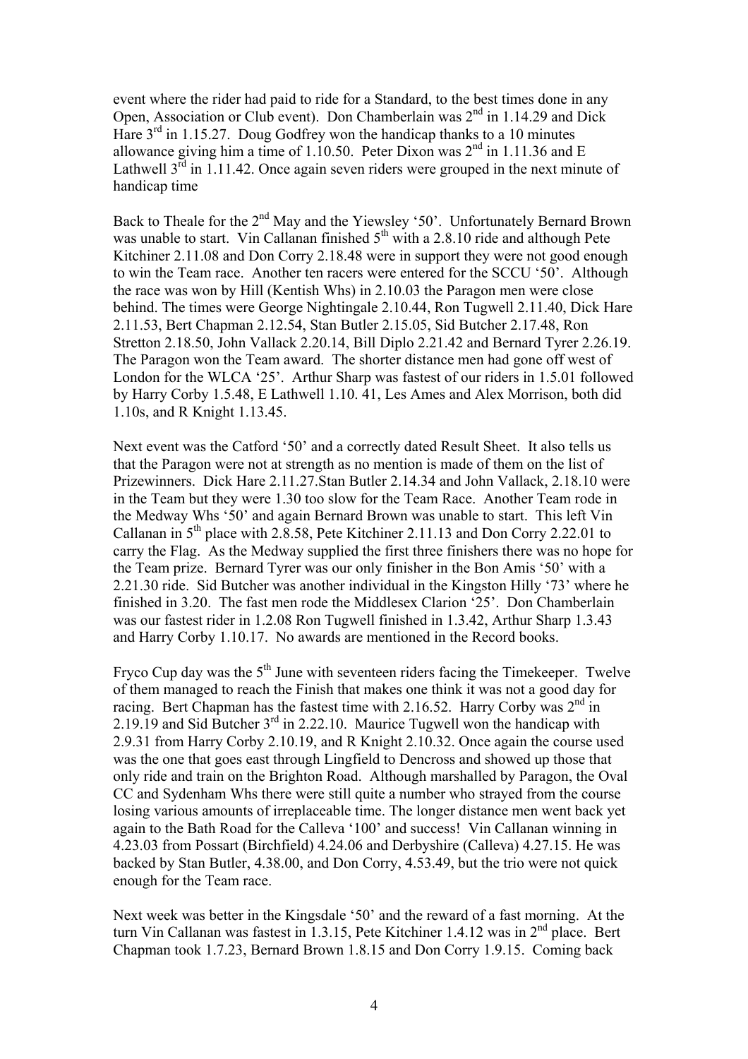event where the rider had paid to ride for a Standard, to the best times done in any Open, Association or Club event). Don Chamberlain was 2nd in 1.14.29 and Dick Hare 3rd in 1.15.27. Doug Godfrey won the handicap thanks to a 10 minutes allowance giving him a time of 1.10.50. Peter Dixon was 2nd in 1.11.36 and E Lathwell 3rd in 1.11.42. Once again seven riders were grouped in the next minute of handicap time

Back to Theale for the 2nd May and the Yiewsley '50'. Unfortunately Bernard Brown was unable to start. Vin Callanan finished 5th with a 2.8.10 ride and although Pete Kitchiner 2.11.08 and Don Corry 2.18.48 were in support they were not good enough to win the Team race. Another ten racers were entered for the SCCU '50'. Although the race was won by Hill (Kentish Whs) in 2.10.03 the Paragon men were close behind. The times were George Nightingale 2.10.44, Ron Tugwell 2.11.40, Dick Hare 2.11.53, Bert Chapman 2.12.54, Stan Butler 2.15.05, Sid Butcher 2.17.48, Ron Stretton 2.18.50, John Vallack 2.20.14, Bill Diplo 2.21.42 and Bernard Tyrer 2.26.19. The Paragon won the Team award. The shorter distance men had gone off west of London for the WLCA '25'. Arthur Sharp was fastest of our riders in 1.5.01 followed by Harry Corby 1.5.48, E Lathwell 1.10. 41, Les Ames and Alex Morrison, both did 1.10s, and R Knight 1.13.45.

Next event was the Catford '50' and a correctly dated Result Sheet. It also tells us that the Paragon were not at strength as no mention is made of them on the list of Prizewinners. Dick Hare 2.11.27.Stan Butler 2.14.34 and John Vallack, 2.18.10 were in the Team but they were 1.30 too slow for the Team Race. Another Team rode in the Medway Whs '50' and again Bernard Brown was unable to start. This left Vin Callanan in 5th place with 2.8.58, Pete Kitchiner 2.11.13 and Don Corry 2.22.01 to carry the Flag. As the Medway supplied the first three finishers there was no hope for the Team prize. Bernard Tyrer was our only finisher in the Bon Amis '50' with a 2.21.30 ride. Sid Butcher was another individual in the Kingston Hilly '73' where he finished in 3.20. The fast men rode the Middlesex Clarion '25'. Don Chamberlain was our fastest rider in 1.2.08 Ron Tugwell finished in 1.3.42, Arthur Sharp 1.3.43 and Harry Corby 1.10.17. No awards are mentioned in the Record books.

Fryco Cup day was the 5th June with seventeen riders facing the Timekeeper. Twelve of them managed to reach the Finish that makes one think it was not a good day for racing. Bert Chapman has the fastest time with 2.16.52. Harry Corby was 2nd in 2.19.19 and Sid Butcher 3rd in 2.22.10. Maurice Tugwell won the handicap with 2.9.31 from Harry Corby 2.10.19, and R Knight 2.10.32. Once again the course used was the one that goes east through Lingfield to Dencross and showed up those that only ride and train on the Brighton Road. Although marshalled by Paragon, the Oval CC and Sydenham Whs there were still quite a number who strayed from the course losing various amounts of irreplaceable time. The longer distance men went back yet again to the Bath Road for the Calleva '100' and success! Vin Callanan winning in 4.23.03 from Possart (Birchfield) 4.24.06 and Derbyshire (Calleva) 4.27.15. He was backed by Stan Butler, 4.38.00, and Don Corry, 4.53.49, but the trio were not quick enough for the Team race.

Next week was better in the Kingsdale '50' and the reward of a fast morning. At the turn Vin Callanan was fastest in 1.3.15, Pete Kitchiner 1.4.12 was in 2nd place. Bert Chapman took 1.7.23, Bernard Brown 1.8.15 and Don Corry 1.9.15. Coming back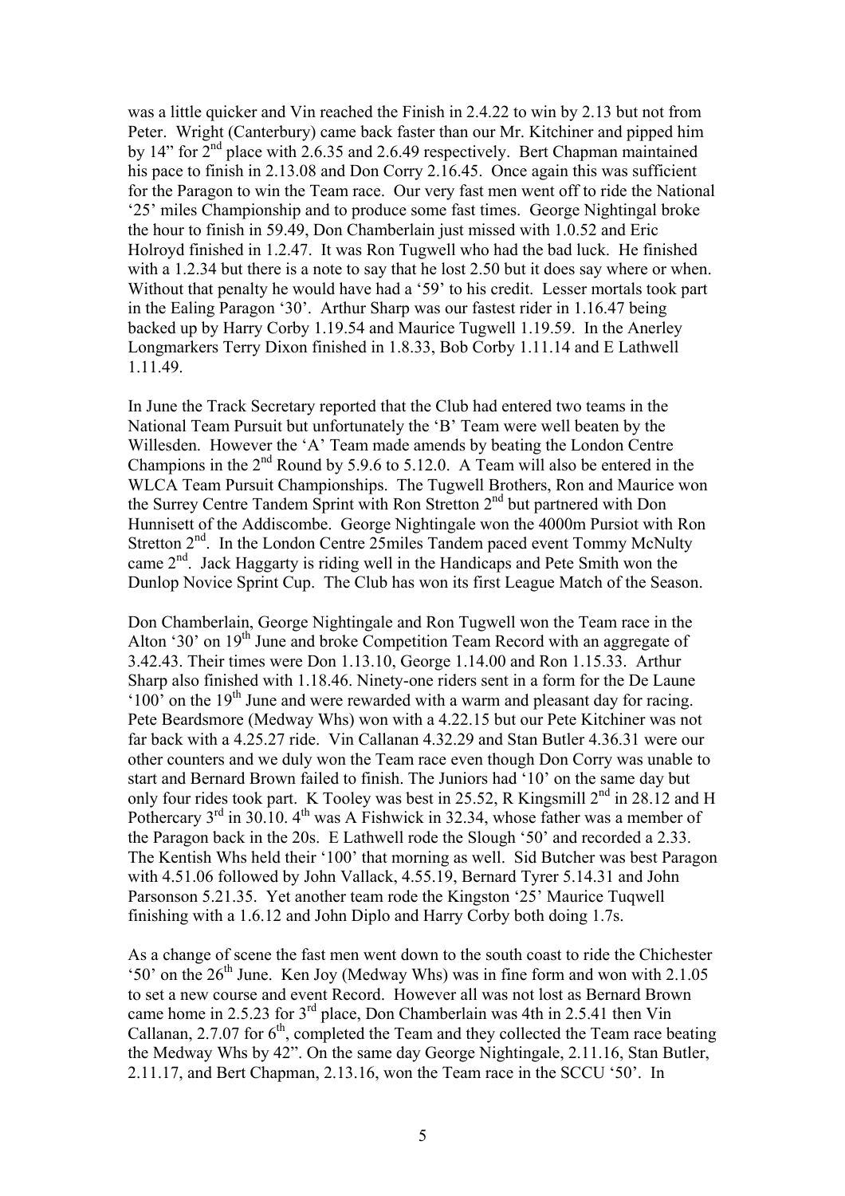was a little quicker and Vin reached the Finish in 2.4.22 to win by 2.13 but not from Peter. Wright (Canterbury) came back faster than our Mr. Kitchiner and pipped him by 14" for 2nd place with 2.6.35 and 2.6.49 respectively. Bert Chapman maintained his pace to finish in 2.13.08 and Don Corry 2.16.45. Once again this was sufficient for the Paragon to win the Team race. Our very fast men went off to ride the National '25' miles Championship and to produce some fast times. George Nightingal broke the hour to finish in 59.49, Don Chamberlain just missed with 1.0.52 and Eric Holroyd finished in 1.2.47. It was Ron Tugwell who had the bad luck. He finished with a 1.2.34 but there is a note to say that he lost 2.50 but it does say where or when. Without that penalty he would have had a '59' to his credit. Lesser mortals took part in the Ealing Paragon '30'. Arthur Sharp was our fastest rider in 1.16.47 being backed up by Harry Corby 1.19.54 and Maurice Tugwell 1.19.59. In the Anerley Longmarkers Terry Dixon finished in 1.8.33, Bob Corby 1.11.14 and E Lathwell 1.11.49.

In June the Track Secretary reported that the Club had entered two teams in the National Team Pursuit but unfortunately the 'B' Team were well beaten by the Willesden. However the 'A' Team made amends by beating the London Centre Champions in the 2nd Round by 5.9.6 to 5.12.0. A Team will also be entered in the WLCA Team Pursuit Championships. The Tugwell Brothers, Ron and Maurice won the Surrey Centre Tandem Sprint with Ron Stretton 2nd but partnered with Don Hunnisett of the Addiscombe. George Nightingale won the 4000m Pursiot with Ron Stretton 2nd. In the London Centre 25miles Tandem paced event Tommy McNulty came 2nd. Jack Haggarty is riding well in the Handicaps and Pete Smith won the Dunlop Novice Sprint Cup. The Club has won its first League Match of the Season.

Don Chamberlain, George Nightingale and Ron Tugwell won the Team race in the Alton '30' on 19th June and broke Competition Team Record with an aggregate of 3.42.43. Their times were Don 1.13.10, George 1.14.00 and Ron 1.15.33. Arthur Sharp also finished with 1.18.46. Ninety-one riders sent in a form for the De Laune '100' on the 19th June and were rewarded with a warm and pleasant day for racing. Pete Beardsmore (Medway Whs) won with a 4.22.15 but our Pete Kitchiner was not far back with a 4.25.27 ride. Vin Callanan 4.32.29 and Stan Butler 4.36.31 were our other counters and we duly won the Team race even though Don Corry was unable to start and Bernard Brown failed to finish. The Juniors had '10' on the same day but only four rides took part. K Tooley was best in 25.52, R Kingsmill 2nd in 28.12 and H Pothercary 3rd in 30.10. 4th was A Fishwick in 32.34, whose father was a member of the Paragon back in the 20s. E Lathwell rode the Slough '50' and recorded a 2.33. The Kentish Whs held their '100' that morning as well. Sid Butcher was best Paragon with 4.51.06 followed by John Vallack, 4.55.19, Bernard Tyrer 5.14.31 and John Parsonson 5.21.35. Yet another team rode the Kingston '25' Maurice Tuqwell finishing with a 1.6.12 and John Diplo and Harry Corby both doing 1.7s.

As a change of scene the fast men went down to the south coast to ride the Chichester '50' on the 26th June. Ken Joy (Medway Whs) was in fine form and won with 2.1.05 to set a new course and event Record. However all was not lost as Bernard Brown came home in 2.5.23 for 3rd place, Don Chamberlain was 4th in 2.5.41 then Vin Callanan, 2.7.07 for 6th, completed the Team and they collected the Team race beating the Medway Whs by 42". On the same day George Nightingale, 2.11.16, Stan Butler, 2.11.17, and Bert Chapman, 2.13.16, won the Team race in the SCCU '50'. In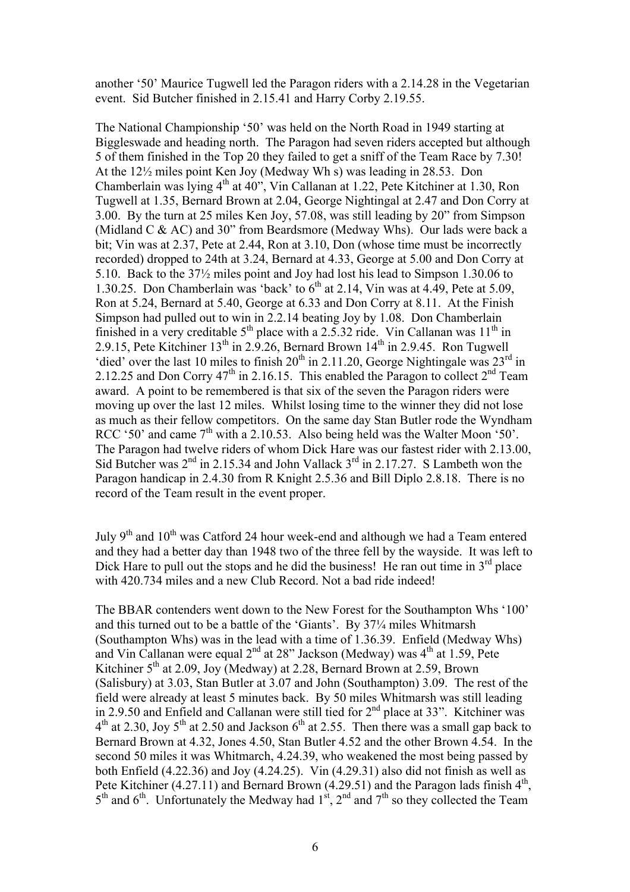another '50' Maurice Tugwell led the Paragon riders with a 2.14.28 in the Vegetarian event. Sid Butcher finished in 2.15.41 and Harry Corby 2.19.55.

The National Championship '50' was held on the North Road in 1949 starting at Biggleswade and heading north. The Paragon had seven riders accepted but although 5 of them finished in the Top 20 they failed to get a sniff of the Team Race by 7.30! At the 12½ miles point Ken Joy (Medway Wh s) was leading in 28.53. Don Chamberlain was lying 4th at 40", Vin Callanan at 1.22, Pete Kitchiner at 1.30, Ron Tugwell at 1.35, Bernard Brown at 2.04, George Nightingal at 2.47 and Don Corry at 3.00. By the turn at 25 miles Ken Joy, 57.08, was still leading by 20" from Simpson (Midland C & AC) and 30" from Beardsmore (Medway Whs). Our lads were back a bit; Vin was at 2.37, Pete at 2.44, Ron at 3.10, Don (whose time must be incorrectly recorded) dropped to 24th at 3.24, Bernard at 4.33, George at 5.00 and Don Corry at 5.10. Back to the 37½ miles point and Joy had lost his lead to Simpson 1.30.06 to 1.30.25. Don Chamberlain was 'back' to 6th at 2.14, Vin was at 4.49, Pete at 5.09, Ron at 5.24, Bernard at 5.40, George at 6.33 and Don Corry at 8.11. At the Finish Simpson had pulled out to win in 2.2.14 beating Joy by 1.08. Don Chamberlain finished in a very creditable 5th place with a 2.5.32 ride. Vin Callanan was 11th in 2.9.15, Pete Kitchiner 13th in 2.9.26, Bernard Brown 14th in 2.9.45. Ron Tugwell 'died' over the last 10 miles to finish 20th in 2.11.20, George Nightingale was 23rd in 2.12.25 and Don Corry 47th in 2.16.15. This enabled the Paragon to collect 2nd Team award. A point to be remembered is that six of the seven the Paragon riders were moving up over the last 12 miles. Whilst losing time to the winner they did not lose as much as their fellow competitors. On the same day Stan Butler rode the Wyndham RCC '50' and came 7th with a 2.10.53. Also being held was the Walter Moon '50'. The Paragon had twelve riders of whom Dick Hare was our fastest rider with 2.13.00, Sid Butcher was 2nd in 2.15.34 and John Vallack 3rd in 2.17.27. S Lambeth won the Paragon handicap in 2.4.30 from R Knight 2.5.36 and Bill Diplo 2.8.18. There is no record of the Team result in the event proper.

July 9th and 10th was Catford 24 hour week-end and although we had a Team entered and they had a better day than 1948 two of the three fell by the wayside. It was left to Dick Hare to pull out the stops and he did the business! He ran out time in 3rd place with 420.734 miles and a new Club Record. Not a bad ride indeed!

The BBAR contenders went down to the New Forest for the Southampton Whs '100' and this turned out to be a battle of the 'Giants'. By 37¼ miles Whitmarsh (Southampton Whs) was in the lead with a time of 1.36.39. Enfield (Medway Whs) and Vin Callanan were equal 2nd at 28" Jackson (Medway) was 4th at 1.59, Pete Kitchiner 5th at 2.09, Joy (Medway) at 2.28, Bernard Brown at 2.59, Brown (Salisbury) at 3.03, Stan Butler at 3.07 and John (Southampton) 3.09. The rest of the field were already at least 5 minutes back. By 50 miles Whitmarsh was still leading in 2.9.50 and Enfield and Callanan were still tied for 2nd place at 33". Kitchiner was 4th at 2.30, Joy 5th at 2.50 and Jackson 6th at 2.55. Then there was a small gap back to Bernard Brown at 4.32, Jones 4.50, Stan Butler 4.52 and the other Brown 4.54. In the second 50 miles it was Whitmarch, 4.24.39, who weakened the most being passed by both Enfield (4.22.36) and Joy (4.24.25). Vin (4.29.31) also did not finish as well as Pete Kitchiner (4.27.11) and Bernard Brown (4.29.51) and the Paragon lads finish 4th, 5th and 6th. Unfortunately the Medway had 1st, 2nd and 7th so they collected the Team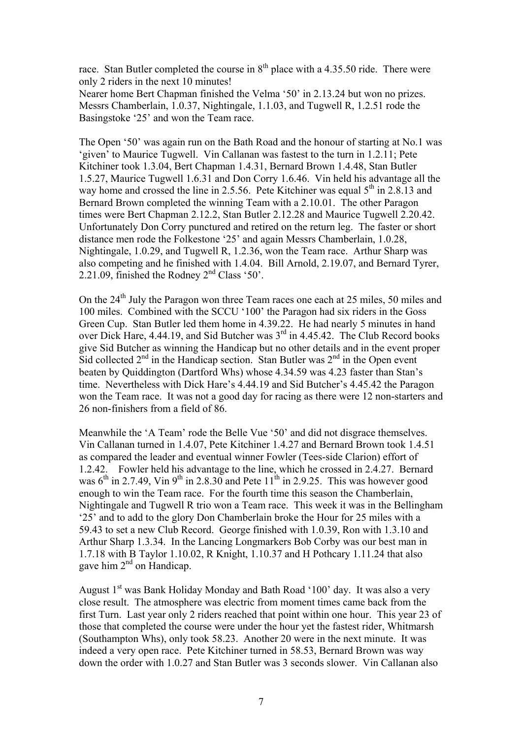race. Stan Butler completed the course in 8th place with a 4.35.50 ride. There were only 2 riders in the next 10 minutes!
Nearer home Bert Chapman finished the Velma '50' in 2.13.24 but won no prizes. Messrs Chamberlain, 1.0.37, Nightingale, 1.1.03, and Tugwell R, 1.2.51 rode the Basingstoke '25' and won the Team race.

The Open '50' was again run on the Bath Road and the honour of starting at No.1 was 'given' to Maurice Tugwell. Vin Callanan was fastest to the turn in 1.2.11; Pete Kitchiner took 1.3.04, Bert Chapman 1.4.31, Bernard Brown 1.4.48, Stan Butler 1.5.27, Maurice Tugwell 1.6.31 and Don Corry 1.6.46. Vin held his advantage all the way home and crossed the line in 2.5.56. Pete Kitchiner was equal 5th in 2.8.13 and Bernard Brown completed the winning Team with a 2.10.01. The other Paragon times were Bert Chapman 2.12.2, Stan Butler 2.12.28 and Maurice Tugwell 2.20.42. Unfortunately Don Corry punctured and retired on the return leg. The faster or short distance men rode the Folkestone '25' and again Messrs Chamberlain, 1.0.28, Nightingale, 1.0.29, and Tugwell R, 1.2.36, won the Team race. Arthur Sharp was also competing and he finished with 1.4.04. Bill Arnold, 2.19.07, and Bernard Tyrer, 2.21.09, finished the Rodney 2nd Class '50'.

On the 24th July the Paragon won three Team races one each at 25 miles, 50 miles and 100 miles. Combined with the SCCU '100' the Paragon had six riders in the Goss Green Cup. Stan Butler led them home in 4.39.22. He had nearly 5 minutes in hand over Dick Hare, 4.44.19, and Sid Butcher was 3rd in 4.45.42. The Club Record books give Sid Butcher as winning the Handicap but no other details and in the event proper Sid collected 2nd in the Handicap section. Stan Butler was 2nd in the Open event beaten by Quiddington (Dartford Whs) whose 4.34.59 was 4.23 faster than Stan's time. Nevertheless with Dick Hare's 4.44.19 and Sid Butcher's 4.45.42 the Paragon won the Team race. It was not a good day for racing as there were 12 non-starters and 26 non-finishers from a field of 86.

Meanwhile the 'A Team' rode the Belle Vue '50' and did not disgrace themselves. Vin Callanan turned in 1.4.07, Pete Kitchiner 1.4.27 and Bernard Brown took 1.4.51 as compared the leader and eventual winner Fowler (Tees-side Clarion) effort of 1.2.42. Fowler held his advantage to the line, which he crossed in 2.4.27. Bernard was 6th in 2.7.49, Vin 9th in 2.8.30 and Pete 11th in 2.9.25. This was however good enough to win the Team race. For the fourth time this season the Chamberlain, Nightingale and Tugwell R trio won a Team race. This week it was in the Bellingham '25' and to add to the glory Don Chamberlain broke the Hour for 25 miles with a 59.43 to set a new Club Record. George finished with 1.0.39, Ron with 1.3.10 and Arthur Sharp 1.3.34. In the Lancing Longmarkers Bob Corby was our best man in 1.7.18 with B Taylor 1.10.02, R Knight, 1.10.37 and H Pothcary 1.11.24 that also gave him 2nd on Handicap.

August 1st was Bank Holiday Monday and Bath Road '100' day. It was also a very close result. The atmosphere was electric from moment times came back from the first Turn. Last year only 2 riders reached that point within one hour. This year 23 of those that completed the course were under the hour yet the fastest rider, Whitmarsh (Southampton Whs), only took 58.23. Another 20 were in the next minute. It was indeed a very open race. Pete Kitchiner turned in 58.53, Bernard Brown was way down the order with 1.0.27 and Stan Butler was 3 seconds slower. Vin Callanan also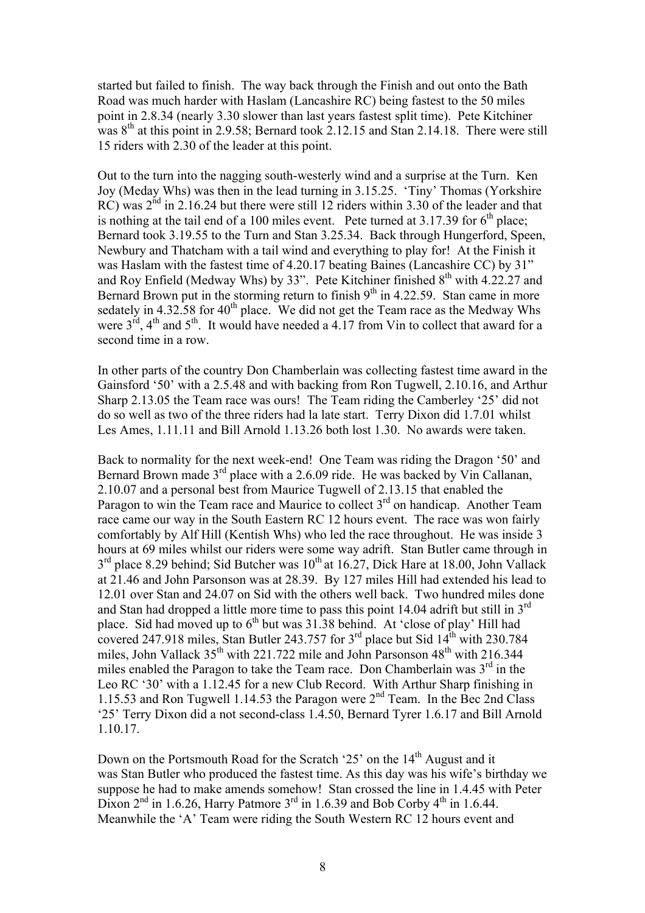started but failed to finish. The way back through the Finish and out onto the Bath Road was much harder with Haslam (Lancashire RC) being fastest to the 50 miles point in 2.8.34 (nearly 3.30 slower than last years fastest split time). Pete Kitchiner was 8th at this point in 2.9.58; Bernard took 2.12.15 and Stan 2.14.18. There were still 15 riders with 2.30 of the leader at this point.

Out to the turn into the nagging south-westerly wind and a surprise at the Turn. Ken Joy (Meday Whs) was then in the lead turning in 3.15.25. 'Tiny' Thomas (Yorkshire RC) was 2nd in 2.16.24 but there were still 12 riders within 3.30 of the leader and that is nothing at the tail end of a 100 miles event. Pete turned at 3.17.39 for 6th place; Bernard took 3.19.55 to the Turn and Stan 3.25.34. Back through Hungerford, Speen, Newbury and Thatcham with a tail wind and everything to play for! At the Finish it was Haslam with the fastest time of 4.20.17 beating Baines (Lancashire CC) by 31" and Roy Enfield (Medway Whs) by 33". Pete Kitchiner finished 8th with 4.22.27 and Bernard Brown put in the storming return to finish 9th in 4.22.59. Stan came in more sedately in 4.32.58 for 40th place. We did not get the Team race as the Medway Whs were 3rd, 4th and 5th. It would have needed a 4.17 from Vin to collect that award for a second time in a row.

In other parts of the country Don Chamberlain was collecting fastest time award in the Gainsford '50' with a 2.5.48 and with backing from Ron Tugwell, 2.10.16, and Arthur Sharp 2.13.05 the Team race was ours! The Team riding the Camberley '25' did not do so well as two of the three riders had la late start. Terry Dixon did 1.7.01 whilst Les Ames, 1.11.11 and Bill Arnold 1.13.26 both lost 1.30. No awards were taken.

Back to normality for the next week-end! One Team was riding the Dragon '50' and Bernard Brown made 3rd place with a 2.6.09 ride. He was backed by Vin Callanan, 2.10.07 and a personal best from Maurice Tugwell of 2.13.15 that enabled the Paragon to win the Team race and Maurice to collect 3rd on handicap. Another Team race came our way in the South Eastern RC 12 hours event. The race was won fairly comfortably by Alf Hill (Kentish Whs) who led the race throughout. He was inside 3 hours at 69 miles whilst our riders were some way adrift. Stan Butler came through in 3rd place 8.29 behind; Sid Butcher was 10th at 16.27, Dick Hare at 18.00, John Vallack at 21.46 and John Parsonson was at 28.39. By 127 miles Hill had extended his lead to 12.01 over Stan and 24.07 on Sid with the others well back. Two hundred miles done and Stan had dropped a little more time to pass this point 14.04 adrift but still in 3rd place. Sid had moved up to 6th but was 31.38 behind. At 'close of play' Hill had covered 247.918 miles, Stan Butler 243.757 for 3rd place but Sid 14th with 230.784 miles, John Vallack 35th with 221.722 mile and John Parsonson 48th with 216.344 miles enabled the Paragon to take the Team race. Don Chamberlain was 3rd in the Leo RC '30' with a 1.12.45 for a new Club Record. With Arthur Sharp finishing in 1.15.53 and Ron Tugwell 1.14.53 the Paragon were 2nd Team. In the Bec 2nd Class '25' Terry Dixon did a not second-class 1.4.50, Bernard Tyrer 1.6.17 and Bill Arnold 1.10.17.

Down on the Portsmouth Road for the Scratch '25' on the 14th August and it was Stan Butler who produced the fastest time. As this day was his wife's birthday we suppose he had to make amends somehow! Stan crossed the line in 1.4.45 with Peter Dixon 2nd in 1.6.26, Harry Patmore 3rd in 1.6.39 and Bob Corby 4th in 1.6.44. Meanwhile the 'A' Team were riding the South Western RC 12 hours event and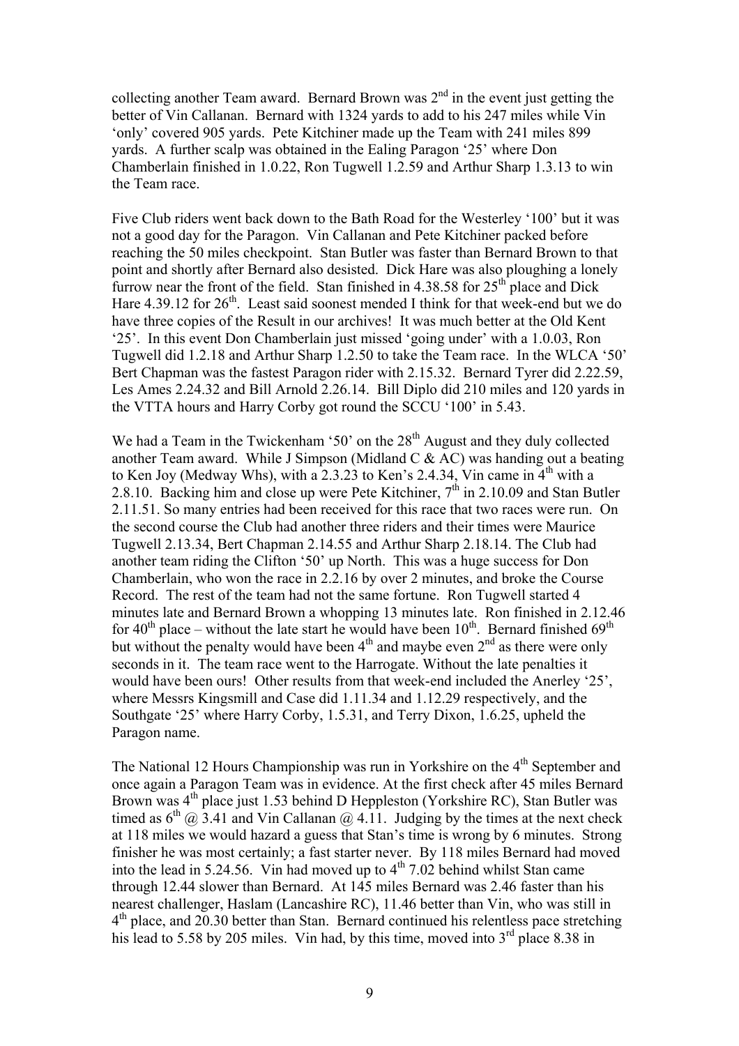collecting another Team award. Bernard Brown was 2nd in the event just getting the better of Vin Callanan. Bernard with 1324 yards to add to his 247 miles while Vin 'only' covered 905 yards. Pete Kitchiner made up the Team with 241 miles 899 yards. A further scalp was obtained in the Ealing Paragon '25' where Don Chamberlain finished in 1.0.22, Ron Tugwell 1.2.59 and Arthur Sharp 1.3.13 to win the Team race.

Five Club riders went back down to the Bath Road for the Westerley '100' but it was not a good day for the Paragon. Vin Callanan and Pete Kitchiner packed before reaching the 50 miles checkpoint. Stan Butler was faster than Bernard Brown to that point and shortly after Bernard also desisted. Dick Hare was also ploughing a lonely furrow near the front of the field. Stan finished in 4.38.58 for 25th place and Dick Hare 4.39.12 for 26th. Least said soonest mended I think for that week-end but we do have three copies of the Result in our archives! It was much better at the Old Kent '25'. In this event Don Chamberlain just missed 'going under' with a 1.0.03, Ron Tugwell did 1.2.18 and Arthur Sharp 1.2.50 to take the Team race. In the WLCA '50' Bert Chapman was the fastest Paragon rider with 2.15.32. Bernard Tyrer did 2.22.59, Les Ames 2.24.32 and Bill Arnold 2.26.14. Bill Diplo did 210 miles and 120 yards in the VTTA hours and Harry Corby got round the SCCU '100' in 5.43.

We had a Team in the Twickenham '50' on the 28th August and they duly collected another Team award. While J Simpson (Midland C & AC) was handing out a beating to Ken Joy (Medway Whs), with a 2.3.23 to Ken's 2.4.34, Vin came in 4th with a 2.8.10. Backing him and close up were Pete Kitchiner, 7th in 2.10.09 and Stan Butler 2.11.51. So many entries had been received for this race that two races were run. On the second course the Club had another three riders and their times were Maurice Tugwell 2.13.34, Bert Chapman 2.14.55 and Arthur Sharp 2.18.14. The Club had another team riding the Clifton '50' up North. This was a huge success for Don Chamberlain, who won the race in 2.2.16 by over 2 minutes, and broke the Course Record. The rest of the team had not the same fortune. Ron Tugwell started 4 minutes late and Bernard Brown a whopping 13 minutes late. Ron finished in 2.12.46 for 40th place – without the late start he would have been 10th. Bernard finished 69th but without the penalty would have been 4th and maybe even 2nd as there were only seconds in it. The team race went to the Harrogate. Without the late penalties it would have been ours! Other results from that week-end included the Anerley '25', where Messrs Kingsmill and Case did 1.11.34 and 1.12.29 respectively, and the Southgate '25' where Harry Corby, 1.5.31, and Terry Dixon, 1.6.25, upheld the Paragon name.

The National 12 Hours Championship was run in Yorkshire on the 4th September and once again a Paragon Team was in evidence. At the first check after 45 miles Bernard Brown was 4th place just 1.53 behind D Heppleston (Yorkshire RC), Stan Butler was timed as 6th @ 3.41 and Vin Callanan @ 4.11. Judging by the times at the next check at 118 miles we would hazard a guess that Stan's time is wrong by 6 minutes. Strong finisher he was most certainly; a fast starter never. By 118 miles Bernard had moved into the lead in 5.24.56. Vin had moved up to 4th 7.02 behind whilst Stan came through 12.44 slower than Bernard. At 145 miles Bernard was 2.46 faster than his nearest challenger, Haslam (Lancashire RC), 11.46 better than Vin, who was still in 4th place, and 20.30 better than Stan. Bernard continued his relentless pace stretching his lead to 5.58 by 205 miles. Vin had, by this time, moved into 3rd place 8.38 in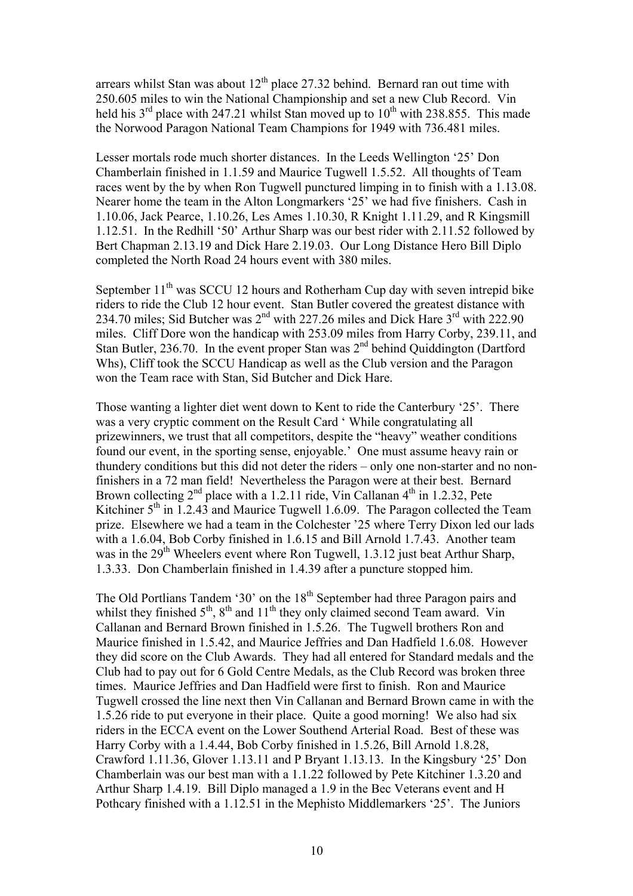arrears whilst Stan was about 12th place 27.32 behind. Bernard ran out time with 250.605 miles to win the National Championship and set a new Club Record. Vin held his 3rd place with 247.21 whilst Stan moved up to 10th with 238.855. This made the Norwood Paragon National Team Champions for 1949 with 736.481 miles.

Lesser mortals rode much shorter distances. In the Leeds Wellington '25' Don Chamberlain finished in 1.1.59 and Maurice Tugwell 1.5.52. All thoughts of Team races went by the by when Ron Tugwell punctured limping in to finish with a 1.13.08. Nearer home the team in the Alton Longmarkers '25' we had five finishers. Cash in 1.10.06, Jack Pearce, 1.10.26, Les Ames 1.10.30, R Knight 1.11.29, and R Kingsmill 1.12.51. In the Redhill '50' Arthur Sharp was our best rider with 2.11.52 followed by Bert Chapman 2.13.19 and Dick Hare 2.19.03. Our Long Distance Hero Bill Diplo completed the North Road 24 hours event with 380 miles.

September 11th was SCCU 12 hours and Rotherham Cup day with seven intrepid bike riders to ride the Club 12 hour event. Stan Butler covered the greatest distance with 234.70 miles; Sid Butcher was 2nd with 227.26 miles and Dick Hare 3rd with 222.90 miles. Cliff Dore won the handicap with 253.09 miles from Harry Corby, 239.11, and Stan Butler, 236.70. In the event proper Stan was 2nd behind Quiddington (Dartford Whs), Cliff took the SCCU Handicap as well as the Club version and the Paragon won the Team race with Stan, Sid Butcher and Dick Hare.

Those wanting a lighter diet went down to Kent to ride the Canterbury '25'. There was a very cryptic comment on the Result Card ' While congratulating all prizewinners, we trust that all competitors, despite the "heavy" weather conditions found our event, in the sporting sense, enjoyable.' One must assume heavy rain or thundery conditions but this did not deter the riders – only one non-starter and no non-finishers in a 72 man field! Nevertheless the Paragon were at their best. Bernard Brown collecting 2nd place with a 1.2.11 ride, Vin Callanan 4th in 1.2.32, Pete Kitchiner 5th in 1.2.43 and Maurice Tugwell 1.6.09. The Paragon collected the Team prize. Elsewhere we had a team in the Colchester '25 where Terry Dixon led our lads with a 1.6.04, Bob Corby finished in 1.6.15 and Bill Arnold 1.7.43. Another team was in the 29th Wheelers event where Ron Tugwell, 1.3.12 just beat Arthur Sharp, 1.3.33. Don Chamberlain finished in 1.4.39 after a puncture stopped him.

The Old Portlians Tandem '30' on the 18th September had three Paragon pairs and whilst they finished 5th, 8th and 11th they only claimed second Team award. Vin Callanan and Bernard Brown finished in 1.5.26. The Tugwell brothers Ron and Maurice finished in 1.5.42, and Maurice Jeffries and Dan Hadfield 1.6.08. However they did score on the Club Awards. They had all entered for Standard medals and the Club had to pay out for 6 Gold Centre Medals, as the Club Record was broken three times. Maurice Jeffries and Dan Hadfield were first to finish. Ron and Maurice Tugwell crossed the line next then Vin Callanan and Bernard Brown came in with the 1.5.26 ride to put everyone in their place. Quite a good morning! We also had six riders in the ECCA event on the Lower Southend Arterial Road. Best of these was Harry Corby with a 1.4.44, Bob Corby finished in 1.5.26, Bill Arnold 1.8.28, Crawford 1.11.36, Glover 1.13.11 and P Bryant 1.13.13. In the Kingsbury '25' Don Chamberlain was our best man with a 1.1.22 followed by Pete Kitchiner 1.3.20 and Arthur Sharp 1.4.19. Bill Diplo managed a 1.9 in the Bec Veterans event and H Pothcary finished with a 1.12.51 in the Mephisto Middlemarkers '25'. The Juniors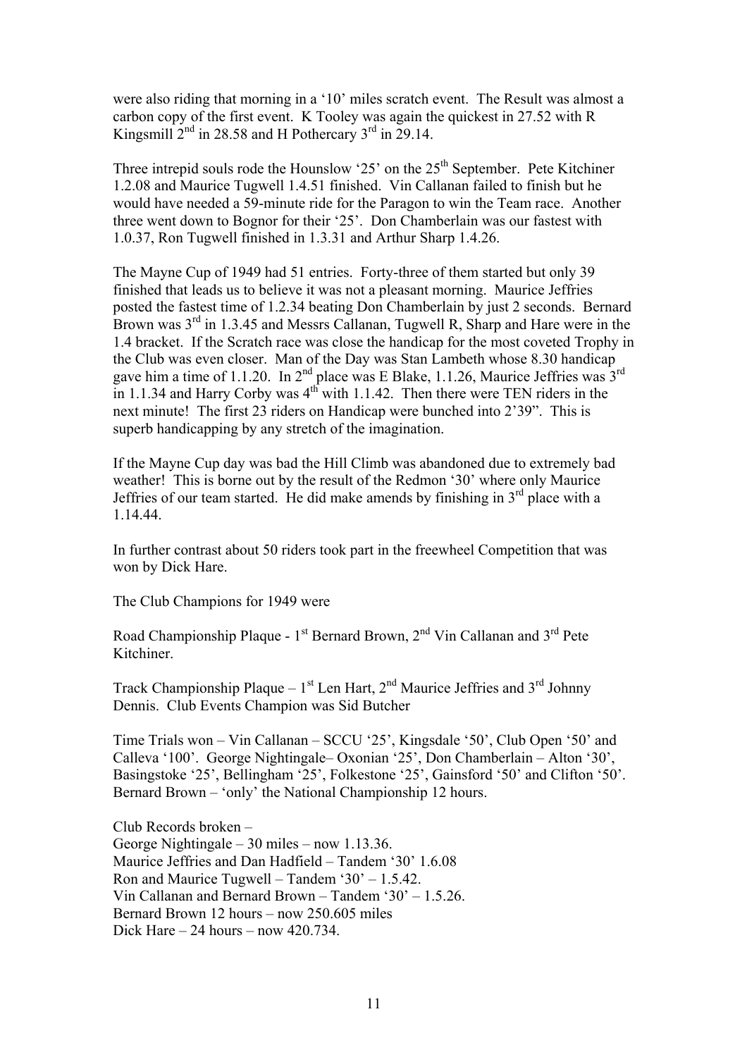were also riding that morning in a '10' miles scratch event. The Result was almost a carbon copy of the first event. K Tooley was again the quickest in 27.52 with R Kingsmill 2nd in 28.58 and H Pothercary 3rd in 29.14.

Three intrepid souls rode the Hounslow '25' on the 25th September. Pete Kitchiner 1.2.08 and Maurice Tugwell 1.4.51 finished. Vin Callanan failed to finish but he would have needed a 59-minute ride for the Paragon to win the Team race. Another three went down to Bognor for their '25'. Don Chamberlain was our fastest with 1.0.37, Ron Tugwell finished in 1.3.31 and Arthur Sharp 1.4.26.

The Mayne Cup of 1949 had 51 entries. Forty-three of them started but only 39 finished that leads us to believe it was not a pleasant morning. Maurice Jeffries posted the fastest time of 1.2.34 beating Don Chamberlain by just 2 seconds. Bernard Brown was 3rd in 1.3.45 and Messrs Callanan, Tugwell R, Sharp and Hare were in the 1.4 bracket. If the Scratch race was close the handicap for the most coveted Trophy in the Club was even closer. Man of the Day was Stan Lambeth whose 8.30 handicap gave him a time of 1.1.20. In 2nd place was E Blake, 1.1.26, Maurice Jeffries was 3rd in 1.1.34 and Harry Corby was 4th with 1.1.42. Then there were TEN riders in the next minute! The first 23 riders on Handicap were bunched into 2'39". This is superb handicapping by any stretch of the imagination.

If the Mayne Cup day was bad the Hill Climb was abandoned due to extremely bad weather! This is borne out by the result of the Redmon '30' where only Maurice Jeffries of our team started. He did make amends by finishing in 3rd place with a 1.14.44.

In further contrast about 50 riders took part in the freewheel Competition that was won by Dick Hare.

The Club Champions for 1949 were

Road Championship Plaque - 1st Bernard Brown, 2nd Vin Callanan and 3rd Pete Kitchiner.

Track Championship Plaque – 1st Len Hart, 2nd Maurice Jeffries and 3rd Johnny Dennis. Club Events Champion was Sid Butcher

Time Trials won – Vin Callanan – SCCU '25', Kingsdale '50', Club Open '50' and Calleva '100'. George Nightingale– Oxonian '25', Don Chamberlain – Alton '30', Basingstoke '25', Bellingham '25', Folkestone '25', Gainsford '50' and Clifton '50'. Bernard Brown – 'only' the National Championship 12 hours.

Club Records broken –
George Nightingale – 30 miles – now 1.13.36.
Maurice Jeffries and Dan Hadfield – Tandem '30' 1.6.08
Ron and Maurice Tugwell – Tandem '30' – 1.5.42.
Vin Callanan and Bernard Brown – Tandem '30' – 1.5.26.
Bernard Brown 12 hours – now 250.605 miles
Dick Hare – 24 hours – now 420.734.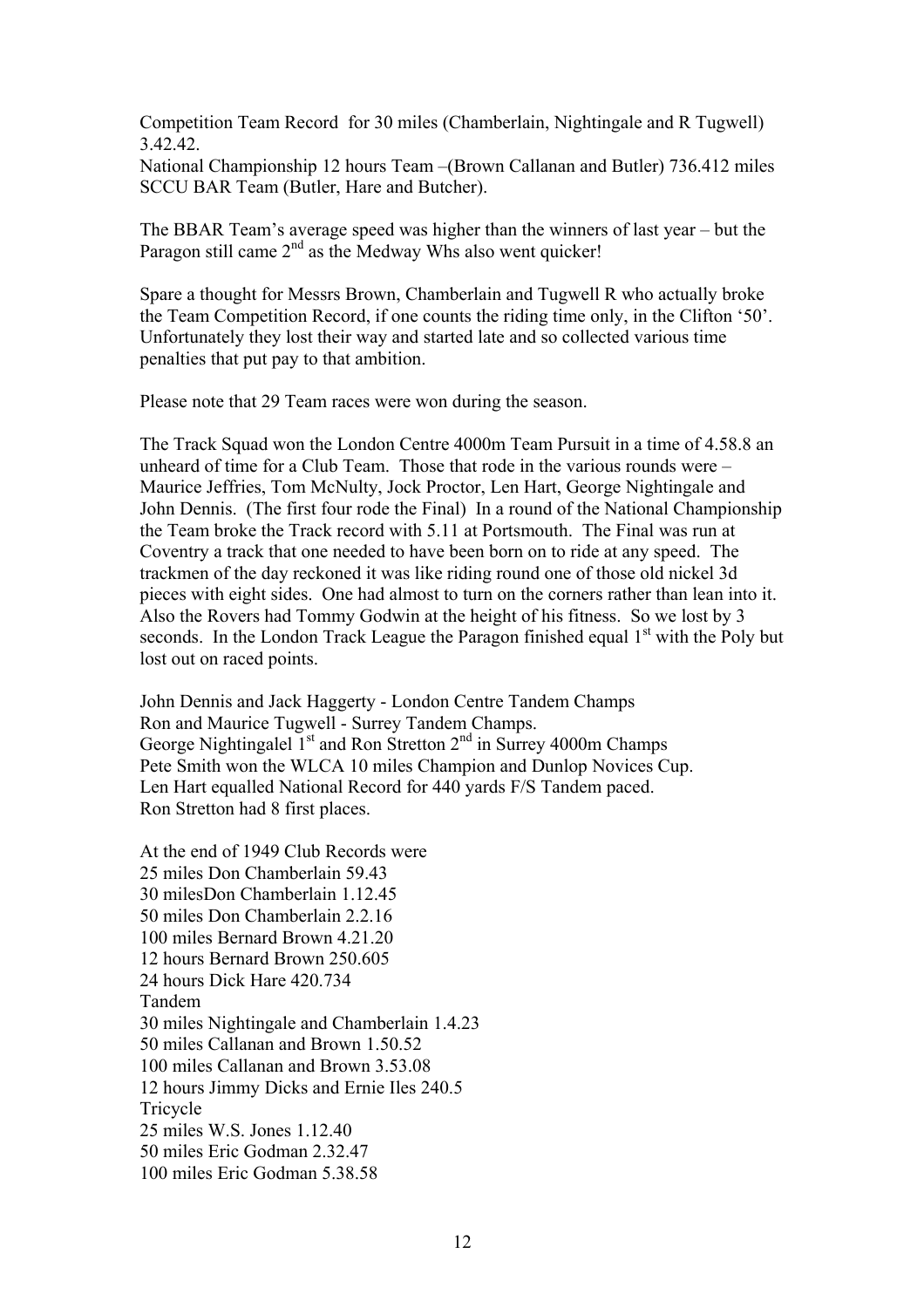Competition Team Record  for 30 miles (Chamberlain, Nightingale and R Tugwell) 3.42.42.
National Championship 12 hours Team –(Brown Callanan and Butler) 736.412 miles
SCCU BAR Team (Butler, Hare and Butcher).

The BBAR Team's average speed was higher than the winners of last year – but the Paragon still came 2nd as the Medway Whs also went quicker!

Spare a thought for Messrs Brown, Chamberlain and Tugwell R who actually broke the Team Competition Record, if one counts the riding time only, in the Clifton '50'. Unfortunately they lost their way and started late and so collected various time penalties that put pay to that ambition.

Please note that 29 Team races were won during the season.

The Track Squad won the London Centre 4000m Team Pursuit in a time of 4.58.8 an unheard of time for a Club Team. Those that rode in the various rounds were – Maurice Jeffries, Tom McNulty, Jock Proctor, Len Hart, George Nightingale and John Dennis. (The first four rode the Final) In a round of the National Championship the Team broke the Track record with 5.11 at Portsmouth. The Final was run at Coventry a track that one needed to have been born on to ride at any speed. The trackmen of the day reckoned it was like riding round one of those old nickel 3d pieces with eight sides. One had almost to turn on the corners rather than lean into it. Also the Rovers had Tommy Godwin at the height of his fitness. So we lost by 3 seconds. In the London Track League the Paragon finished equal 1st with the Poly but lost out on raced points.

John Dennis and Jack Haggerty - London Centre Tandem Champs
Ron and Maurice Tugwell - Surrey Tandem Champs.
George Nightingalel 1st and Ron Stretton 2nd in Surrey 4000m Champs
Pete Smith won the WLCA 10 miles Champion and Dunlop Novices Cup.
Len Hart equalled National Record for 440 yards F/S Tandem paced.
Ron Stretton had 8 first places.

At the end of 1949 Club Records were
25 miles Don Chamberlain 59.43
30 milesDon Chamberlain 1.12.45
50 miles Don Chamberlain 2.2.16
100 miles Bernard Brown 4.21.20
12 hours Bernard Brown 250.605
24 hours Dick Hare 420.734
Tandem
30 miles Nightingale and Chamberlain 1.4.23
50 miles Callanan and Brown 1.50.52
100 miles Callanan and Brown 3.53.08
12 hours Jimmy Dicks and Ernie Iles 240.5
Tricycle
25 miles W.S. Jones 1.12.40
50 miles Eric Godman 2.32.47
100 miles Eric Godman 5.38.58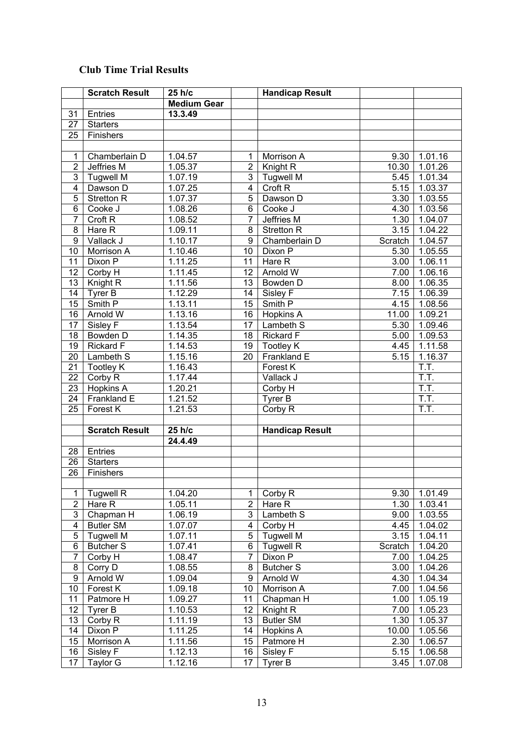**Club Time Trial Results**

| | Scratch Result | 25 h/c | | Handicap Result | | |
|---|---|---|---|---|---|---|
| | | **Medium Gear** | | | | |
| 31 | Entries | **13.3.49** | | | | |
| 27 | Starters | | | | | |
| 25 | Finishers | | | | | |
| | | | | | | |
| 1 | Chamberlain D | 1.04.57 | 1 | Morrison A | 9.30 | 1.01.16 |
| 2 | Jeffries M | 1.05.37 | 2 | Knight R | 10.30 | 1.01.26 |
| 3 | Tugwell M | 1.07.19 | 3 | Tugwell M | 5.45 | 1.01.34 |
| 4 | Dawson D | 1.07.25 | 4 | Croft R | 5.15 | 1.03.37 |
| 5 | Stretton R | 1.07.37 | 5 | Dawson D | 3.30 | 1.03.55 |
| 6 | Cooke J | 1.08.26 | 6 | Cooke J | 4.30 | 1.03.56 |
| 7 | Croft R | 1.08.52 | 7 | Jeffries M | 1.30 | 1.04.07 |
| 8 | Hare R | 1.09.11 | 8 | Stretton R | 3.15 | 1.04.22 |
| 9 | Vallack J | 1.10.17 | 9 | Chamberlain D | Scratch | 1.04.57 |
| 10 | Morrison A | 1.10.46 | 10 | Dixon P | 5.30 | 1.05.55 |
| 11 | Dixon P | 1.11.25 | 11 | Hare R | 3.00 | 1.06.11 |
| 12 | Corby H | 1.11.45 | 12 | Arnold W | 7.00 | 1.06.16 |
| 13 | Knight R | 1.11.56 | 13 | Bowden D | 8.00 | 1.06.35 |
| 14 | Tyrer B | 1.12.29 | 14 | Sisley F | 7.15 | 1.06.39 |
| 15 | Smith P | 1.13.11 | 15 | Smith P | 4.15 | 1.08.56 |
| 16 | Arnold W | 1.13.16 | 16 | Hopkins A | 11.00 | 1.09.21 |
| 17 | Sisley F | 1.13.54 | 17 | Lambeth S | 5.30 | 1.09.46 |
| 18 | Bowden D | 1.14.35 | 18 | Rickard F | 5.00 | 1.09.53 |
| 19 | Rickard F | 1.14.53 | 19 | Tootley K | 4.45 | 1.11.58 |
| 20 | Lambeth S | 1.15.16 | 20 | Frankland E | 5.15 | 1.16.37 |
| 21 | Tootley K | 1.16.43 | | Forest K | | T.T. |
| 22 | Corby R | 1.17.44 | | Vallack J | | T.T. |
| 23 | Hopkins A | 1.20.21 | | Corby H | | T.T. |
| 24 | Frankland E | 1.21.52 | | Tyrer B | | T.T. |
| 25 | Forest K | 1.21.53 | | Corby R | | T.T. |
| | | | | | | |
| | **Scratch Result** | **25 h/c** | | **Handicap Result** | | |
| | | **24.4.49** | | | | |
| 28 | Entries | | | | | |
| 26 | Starters | | | | | |
| 26 | Finishers | | | | | |
| | | | | | | |
| 1 | Tugwell R | 1.04.20 | 1 | Corby R | 9.30 | 1.01.49 |
| 2 | Hare R | 1.05.11 | 2 | Hare R | 1.30 | 1.03.41 |
| 3 | Chapman H | 1.06.19 | 3 | Lambeth S | 9.00 | 1.03.55 |
| 4 | Butler SM | 1.07.07 | 4 | Corby H | 4.45 | 1.04.02 |
| 5 | Tugwell M | 1.07.11 | 5 | Tugwell M | 3.15 | 1.04.11 |
| 6 | Butcher S | 1.07.41 | 6 | Tugwell R | Scratch | 1.04.20 |
| 7 | Corby H | 1.08.47 | 7 | Dixon P | 7.00 | 1.04.25 |
| 8 | Corry D | 1.08.55 | 8 | Butcher S | 3.00 | 1.04.26 |
| 9 | Arnold W | 1.09.04 | 9 | Arnold W | 4.30 | 1.04.34 |
| 10 | Forest K | 1.09.18 | 10 | Morrison A | 7.00 | 1.04.56 |
| 11 | Patmore H | 1.09.27 | 11 | Chapman H | 1.00 | 1.05.19 |
| 12 | Tyrer B | 1.10.53 | 12 | Knight R | 7.00 | 1.05.23 |
| 13 | Corby R | 1.11.19 | 13 | Butler SM | 1.30 | 1.05.37 |
| 14 | Dixon P | 1.11.25 | 14 | Hopkins A | 10.00 | 1.05.56 |
| 15 | Morrison A | 1.11.56 | 15 | Patmore H | 2.30 | 1.06.57 |
| 16 | Sisley F | 1.12.13 | 16 | Sisley F | 5.15 | 1.06.58 |
| 17 | Taylor G | 1.12.16 | 17 | Tyrer B | 3.45 | 1.07.08 |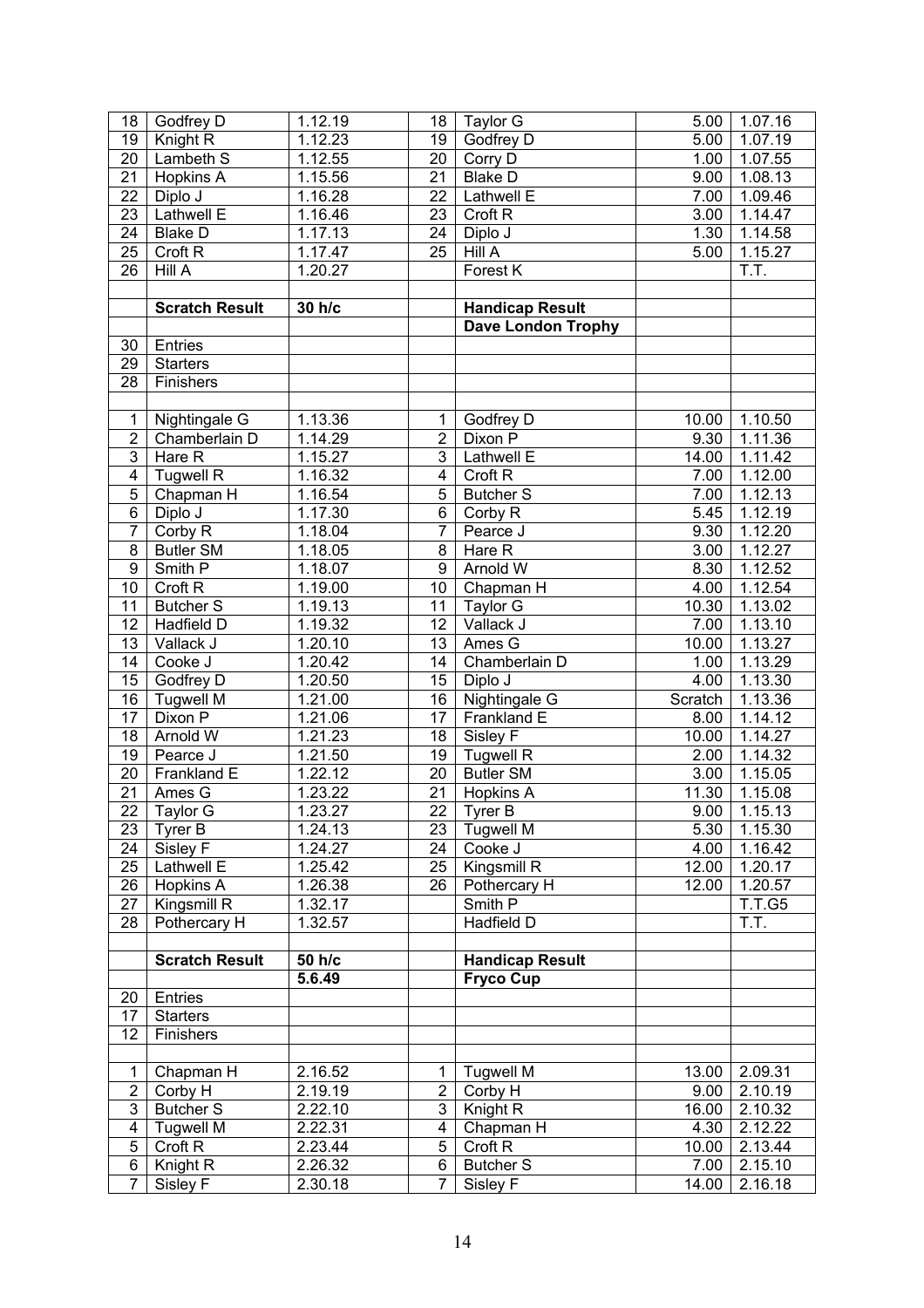| | | | | | | |
|---|---|---|---|---|---|---|
| 18 | Godfrey D | 1.12.19 | 18 | Taylor G | 5.00 | 1.07.16 |
| 19 | Knight R | 1.12.23 | 19 | Godfrey D | 5.00 | 1.07.19 |
| 20 | Lambeth S | 1.12.55 | 20 | Corry D | 1.00 | 1.07.55 |
| 21 | Hopkins A | 1.15.56 | 21 | Blake D | 9.00 | 1.08.13 |
| 22 | Diplo J | 1.16.28 | 22 | Lathwell E | 7.00 | 1.09.46 |
| 23 | Lathwell E | 1.16.46 | 23 | Croft R | 3.00 | 1.14.47 |
| 24 | Blake D | 1.17.13 | 24 | Diplo J | 1.30 | 1.14.58 |
| 25 | Croft R | 1.17.47 | 25 | Hill A | 5.00 | 1.15.27 |
| 26 | Hill A | 1.20.27 | | Forest K | | T.T. |
| | | | | | | |
| | **Scratch Result** | **30 h/c** | | **Handicap Result** | | |
| | | | | **Dave London Trophy** | | |
| 30 | Entries | | | | | |
| 29 | Starters | | | | | |
| 28 | Finishers | | | | | |
| | | | | | | |
| 1 | Nightingale G | 1.13.36 | 1 | Godfrey D | 10.00 | 1.10.50 |
| 2 | Chamberlain D | 1.14.29 | 2 | Dixon P | 9.30 | 1.11.36 |
| 3 | Hare R | 1.15.27 | 3 | Lathwell E | 14.00 | 1.11.42 |
| 4 | Tugwell R | 1.16.32 | 4 | Croft R | 7.00 | 1.12.00 |
| 5 | Chapman H | 1.16.54 | 5 | Butcher S | 7.00 | 1.12.13 |
| 6 | Diplo J | 1.17.30 | 6 | Corby R | 5.45 | 1.12.19 |
| 7 | Corby R | 1.18.04 | 7 | Pearce J | 9.30 | 1.12.20 |
| 8 | Butler SM | 1.18.05 | 8 | Hare R | 3.00 | 1.12.27 |
| 9 | Smith P | 1.18.07 | 9 | Arnold W | 8.30 | 1.12.52 |
| 10 | Croft R | 1.19.00 | 10 | Chapman H | 4.00 | 1.12.54 |
| 11 | Butcher S | 1.19.13 | 11 | Taylor G | 10.30 | 1.13.02 |
| 12 | Hadfield D | 1.19.32 | 12 | Vallack J | 7.00 | 1.13.10 |
| 13 | Vallack J | 1.20.10 | 13 | Ames G | 10.00 | 1.13.27 |
| 14 | Cooke J | 1.20.42 | 14 | Chamberlain D | 1.00 | 1.13.29 |
| 15 | Godfrey D | 1.20.50 | 15 | Diplo J | 4.00 | 1.13.30 |
| 16 | Tugwell M | 1.21.00 | 16 | Nightingale G | Scratch | 1.13.36 |
| 17 | Dixon P | 1.21.06 | 17 | Frankland E | 8.00 | 1.14.12 |
| 18 | Arnold W | 1.21.23 | 18 | Sisley F | 10.00 | 1.14.27 |
| 19 | Pearce J | 1.21.50 | 19 | Tugwell R | 2.00 | 1.14.32 |
| 20 | Frankland E | 1.22.12 | 20 | Butler SM | 3.00 | 1.15.05 |
| 21 | Ames G | 1.23.22 | 21 | Hopkins A | 11.30 | 1.15.08 |
| 22 | Taylor G | 1.23.27 | 22 | Tyrer B | 9.00 | 1.15.13 |
| 23 | Tyrer B | 1.24.13 | 23 | Tugwell M | 5.30 | 1.15.30 |
| 24 | Sisley F | 1.24.27 | 24 | Cooke J | 4.00 | 1.16.42 |
| 25 | Lathwell E | 1.25.42 | 25 | Kingsmill R | 12.00 | 1.20.17 |
| 26 | Hopkins A | 1.26.38 | 26 | Pothercary H | 12.00 | 1.20.57 |
| 27 | Kingsmill R | 1.32.17 | | Smith P | | T.T.G5 |
| 28 | Pothercary H | 1.32.57 | | Hadfield D | | T.T. |
| | | | | | | |
| | **Scratch Result** | **50 h/c** | | **Handicap Result** | | |
| | | **5.6.49** | | **Fryco Cup** | | |
| 20 | Entries | | | | | |
| 17 | Starters | | | | | |
| 12 | Finishers | | | | | |
| | | | | | | |
| 1 | Chapman H | 2.16.52 | 1 | Tugwell M | 13.00 | 2.09.31 |
| 2 | Corby H | 2.19.19 | 2 | Corby H | 9.00 | 2.10.19 |
| 3 | Butcher S | 2.22.10 | 3 | Knight R | 16.00 | 2.10.32 |
| 4 | Tugwell M | 2.22.31 | 4 | Chapman H | 4.30 | 2.12.22 |
| 5 | Croft R | 2.23.44 | 5 | Croft R | 10.00 | 2.13.44 |
| 6 | Knight R | 2.26.32 | 6 | Butcher S | 7.00 | 2.15.10 |
| 7 | Sisley F | 2.30.18 | 7 | Sisley F | 14.00 | 2.16.18 |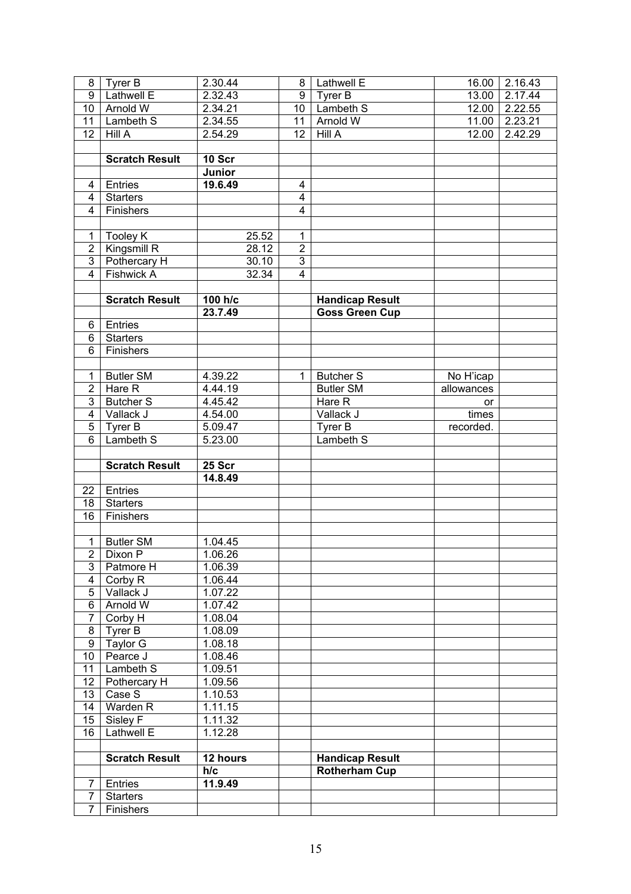| | | | | | | |
|---|---|---|---|---|---|---|
| 8 | Tyrer B | 2.30.44 | 8 | Lathwell E | 16.00 | 2.16.43 |
| 9 | Lathwell E | 2.32.43 | 9 | Tyrer B | 13.00 | 2.17.44 |
| 10 | Arnold W | 2.34.21 | 10 | Lambeth S | 12.00 | 2.22.55 |
| 11 | Lambeth S | 2.34.55 | 11 | Arnold W | 11.00 | 2.23.21 |
| 12 | Hill A | 2.54.29 | 12 | Hill A | 12.00 | 2.42.29 |
| | | | | | | |
| | **Scratch Result** | **10 Scr** | | | | |
| | | **Junior** | | | | |
| 4 | Entries | **19.6.49** | 4 | | | |
| 4 | Starters | | 4 | | | |
| 4 | Finishers | | 4 | | | |
| | | | | | | |
| 1 | Tooley K | 25.52 | 1 | | | |
| 2 | Kingsmill R | 28.12 | 2 | | | |
| 3 | Pothercary H | 30.10 | 3 | | | |
| 4 | Fishwick A | 32.34 | 4 | | | |
| | | | | | | |
| | **Scratch Result** | **100 h/c** | | **Handicap Result** | | |
| | | **23.7.49** | | **Goss Green Cup** | | |
| 6 | Entries | | | | | |
| 6 | Starters | | | | | |
| 6 | Finishers | | | | | |
| | | | | | | |
| 1 | Butler SM | 4.39.22 | 1 | Butcher S | No H'icap | |
| 2 | Hare R | 4.44.19 | | Butler SM | allowances | |
| 3 | Butcher S | 4.45.42 | | Hare R | or | |
| 4 | Vallack J | 4.54.00 | | Vallack J | times | |
| 5 | Tyrer B | 5.09.47 | | Tyrer B | recorded. | |
| 6 | Lambeth S | 5.23.00 | | Lambeth S | | |
| | | | | | | |
| | **Scratch Result** | **25 Scr** | | | | |
| | | **14.8.49** | | | | |
| 22 | Entries | | | | | |
| 18 | Starters | | | | | |
| 16 | Finishers | | | | | |
| | | | | | | |
| 1 | Butler SM | 1.04.45 | | | | |
| 2 | Dixon P | 1.06.26 | | | | |
| 3 | Patmore H | 1.06.39 | | | | |
| 4 | Corby R | 1.06.44 | | | | |
| 5 | Vallack J | 1.07.22 | | | | |
| 6 | Arnold W | 1.07.42 | | | | |
| 7 | Corby H | 1.08.04 | | | | |
| 8 | Tyrer B | 1.08.09 | | | | |
| 9 | Taylor G | 1.08.18 | | | | |
| 10 | Pearce J | 1.08.46 | | | | |
| 11 | Lambeth S | 1.09.51 | | | | |
| 12 | Pothercary H | 1.09.56 | | | | |
| 13 | Case S | 1.10.53 | | | | |
| 14 | Warden R | 1.11.15 | | | | |
| 15 | Sisley F | 1.11.32 | | | | |
| 16 | Lathwell E | 1.12.28 | | | | |
| | | | | | | |
| | **Scratch Result** | **12 hours** | | **Handicap Result** | | |
| | | **h/c** | | **Rotherham Cup** | | |
| 7 | Entries | **11.9.49** | | | | |
| 7 | Starters | | | | | |
| 7 | Finishers | | | | | |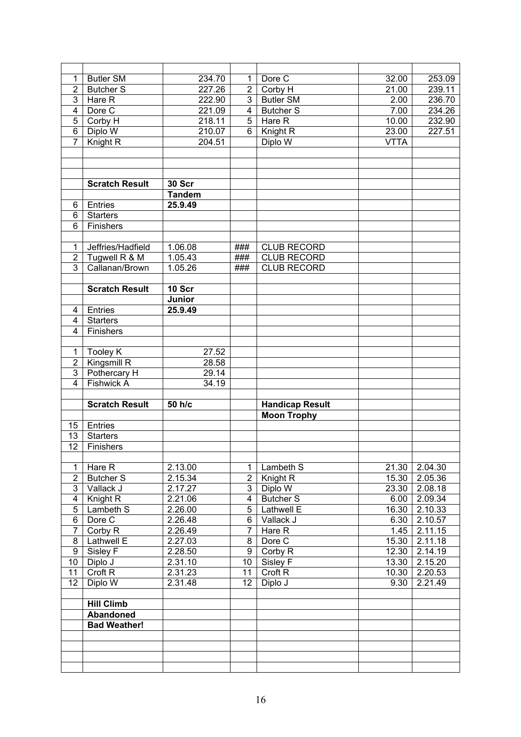| | | | | | | |
|---|---|---|---|---|---|---|
| 1 | Butler SM | 234.70 | 1 | Dore C | 32.00 | 253.09 |
| 2 | Butcher S | 227.26 | 2 | Corby H | 21.00 | 239.11 |
| 3 | Hare R | 222.90 | 3 | Butler SM | 2.00 | 236.70 |
| 4 | Dore C | 221.09 | 4 | Butcher S | 7.00 | 234.26 |
| 5 | Corby H | 218.11 | 5 | Hare R | 10.00 | 232.90 |
| 6 | Diplo W | 210.07 | 6 | Knight R | 23.00 | 227.51 |
| 7 | Knight R | 204.51 | | Diplo W | VTTA | |
| | | | | | | |
| | | | | | | |
| | | | | | | |
| | **Scratch Result** | **30 Scr** | | | | |
| | | **Tandem** | | | | |
| 6 | Entries | **25.9.49** | | | | |
| 6 | Starters | | | | | |
| 6 | Finishers | | | | | |
| | | | | | | |
| 1 | Jeffries/Hadfield | 1.06.08 | ### | CLUB RECORD | | |
| 2 | Tugwell R & M | 1.05.43 | ### | CLUB RECORD | | |
| 3 | Callanan/Brown | 1.05.26 | ### | CLUB RECORD | | |
| | | | | | | |
| | **Scratch Result** | **10 Scr** | | | | |
| | | **Junior** | | | | |
| 4 | Entries | **25.9.49** | | | | |
| 4 | Starters | | | | | |
| 4 | Finishers | | | | | |
| | | | | | | |
| 1 | Tooley K | 27.52 | | | | |
| 2 | Kingsmill R | 28.58 | | | | |
| 3 | Pothercary H | 29.14 | | | | |
| 4 | Fishwick A | 34.19 | | | | |
| | | | | | | |
| | **Scratch Result** | **50 h/c** | | **Handicap Result** | | |
| | | | | **Moon Trophy** | | |
| 15 | Entries | | | | | |
| 13 | Starters | | | | | |
| 12 | Finishers | | | | | |
| | | | | | | |
| 1 | Hare R | 2.13.00 | 1 | Lambeth S | 21.30 | 2.04.30 |
| 2 | Butcher S | 2.15.34 | 2 | Knight R | 15.30 | 2.05.36 |
| 3 | Vallack J | 2.17.27 | 3 | Diplo W | 23.30 | 2.08.18 |
| 4 | Knight R | 2.21.06 | 4 | Butcher S | 6.00 | 2.09.34 |
| 5 | Lambeth S | 2.26.00 | 5 | Lathwell E | 16.30 | 2.10.33 |
| 6 | Dore C | 2.26.48 | 6 | Vallack J | 6.30 | 2.10.57 |
| 7 | Corby R | 2.26.49 | 7 | Hare R | 1.45 | 2.11.15 |
| 8 | Lathwell E | 2.27.03 | 8 | Dore C | 15.30 | 2.11.18 |
| 9 | Sisley F | 2.28.50 | 9 | Corby R | 12.30 | 2.14.19 |
| 10 | Diplo J | 2.31.10 | 10 | Sisley F | 13.30 | 2.15.20 |
| 11 | Croft R | 2.31.23 | 11 | Croft R | 10.30 | 2.20.53 |
| 12 | Diplo W | 2.31.48 | 12 | Diplo J | 9.30 | 2.21.49 |
| | | | | | | |
| | **Hill Climb** | | | | | |
| | **Abandoned** | | | | | |
| | **Bad Weather!** | | | | | |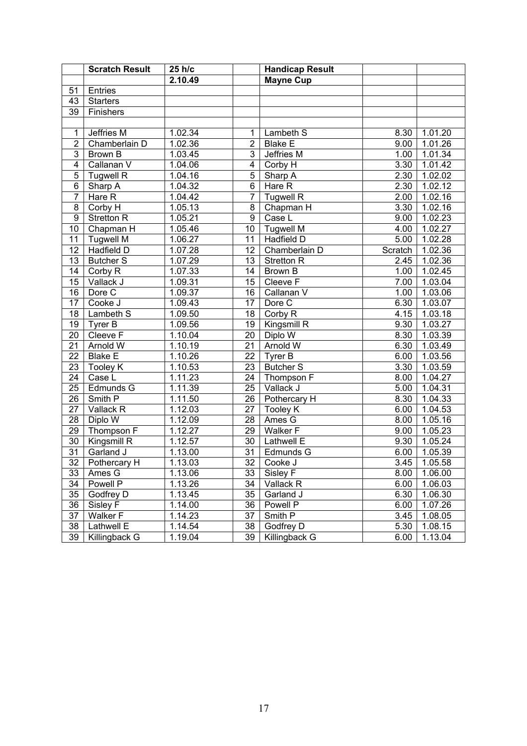| | Scratch Result | 25 h/c | | Handicap Result | | |
|---|---|---|---|---|---|---|
| | | 2.10.49 | | Mayne Cup | | |
| 51 | Entries | | | | | |
| 43 | Starters | | | | | |
| 39 | Finishers | | | | | |
| | | | | | | |
| 1 | Jeffries M | 1.02.34 | 1 | Lambeth S | 8.30 | 1.01.20 |
| 2 | Chamberlain D | 1.02.36 | 2 | Blake E | 9.00 | 1.01.26 |
| 3 | Brown B | 1.03.45 | 3 | Jeffries M | 1.00 | 1.01.34 |
| 4 | Callanan V | 1.04.06 | 4 | Corby H | 3.30 | 1.01.42 |
| 5 | Tugwell R | 1.04.16 | 5 | Sharp A | 2.30 | 1.02.02 |
| 6 | Sharp A | 1.04.32 | 6 | Hare R | 2.30 | 1.02.12 |
| 7 | Hare R | 1.04.42 | 7 | Tugwell R | 2.00 | 1.02.16 |
| 8 | Corby H | 1.05.13 | 8 | Chapman H | 3.30 | 1.02.16 |
| 9 | Stretton R | 1.05.21 | 9 | Case L | 9.00 | 1.02.23 |
| 10 | Chapman H | 1.05.46 | 10 | Tugwell M | 4.00 | 1.02.27 |
| 11 | Tugwell M | 1.06.27 | 11 | Hadfield D | 5.00 | 1.02.28 |
| 12 | Hadfield D | 1.07.28 | 12 | Chamberlain D | Scratch | 1.02.36 |
| 13 | Butcher S | 1.07.29 | 13 | Stretton R | 2.45 | 1.02.36 |
| 14 | Corby R | 1.07.33 | 14 | Brown B | 1.00 | 1.02.45 |
| 15 | Vallack J | 1.09.31 | 15 | Cleeve F | 7.00 | 1.03.04 |
| 16 | Dore C | 1.09.37 | 16 | Callanan V | 1.00 | 1.03.06 |
| 17 | Cooke J | 1.09.43 | 17 | Dore C | 6.30 | 1.03.07 |
| 18 | Lambeth S | 1.09.50 | 18 | Corby R | 4.15 | 1.03.18 |
| 19 | Tyrer B | 1.09.56 | 19 | Kingsmill R | 9.30 | 1.03.27 |
| 20 | Cleeve F | 1.10.04 | 20 | Diplo W | 8.30 | 1.03.39 |
| 21 | Arnold W | 1.10.19 | 21 | Arnold W | 6.30 | 1.03.49 |
| 22 | Blake E | 1.10.26 | 22 | Tyrer B | 6.00 | 1.03.56 |
| 23 | Tooley K | 1.10.53 | 23 | Butcher S | 3.30 | 1.03.59 |
| 24 | Case L | 1.11.23 | 24 | Thompson F | 8.00 | 1.04.27 |
| 25 | Edmunds G | 1.11.39 | 25 | Vallack J | 5.00 | 1.04.31 |
| 26 | Smith P | 1.11.50 | 26 | Pothercary H | 8.30 | 1.04.33 |
| 27 | Vallack R | 1.12.03 | 27 | Tooley K | 6.00 | 1.04.53 |
| 28 | Diplo W | 1.12.09 | 28 | Ames G | 8.00 | 1.05.16 |
| 29 | Thompson F | 1.12.27 | 29 | Walker F | 9.00 | 1.05.23 |
| 30 | Kingsmill R | 1.12.57 | 30 | Lathwell E | 9.30 | 1.05.24 |
| 31 | Garland J | 1.13.00 | 31 | Edmunds G | 6.00 | 1.05.39 |
| 32 | Pothercary H | 1.13.03 | 32 | Cooke J | 3.45 | 1.05.58 |
| 33 | Ames G | 1.13.06 | 33 | Sisley F | 8.00 | 1.06.00 |
| 34 | Powell P | 1.13.26 | 34 | Vallack R | 6.00 | 1.06.03 |
| 35 | Godfrey D | 1.13.45 | 35 | Garland J | 6.30 | 1.06.30 |
| 36 | Sisley F | 1.14.00 | 36 | Powell P | 6.00 | 1.07.26 |
| 37 | Walker F | 1.14.23 | 37 | Smith P | 3.45 | 1.08.05 |
| 38 | Lathwell E | 1.14.54 | 38 | Godfrey D | 5.30 | 1.08.15 |
| 39 | Killingback G | 1.19.04 | 39 | Killingback G | 6.00 | 1.13.04 |